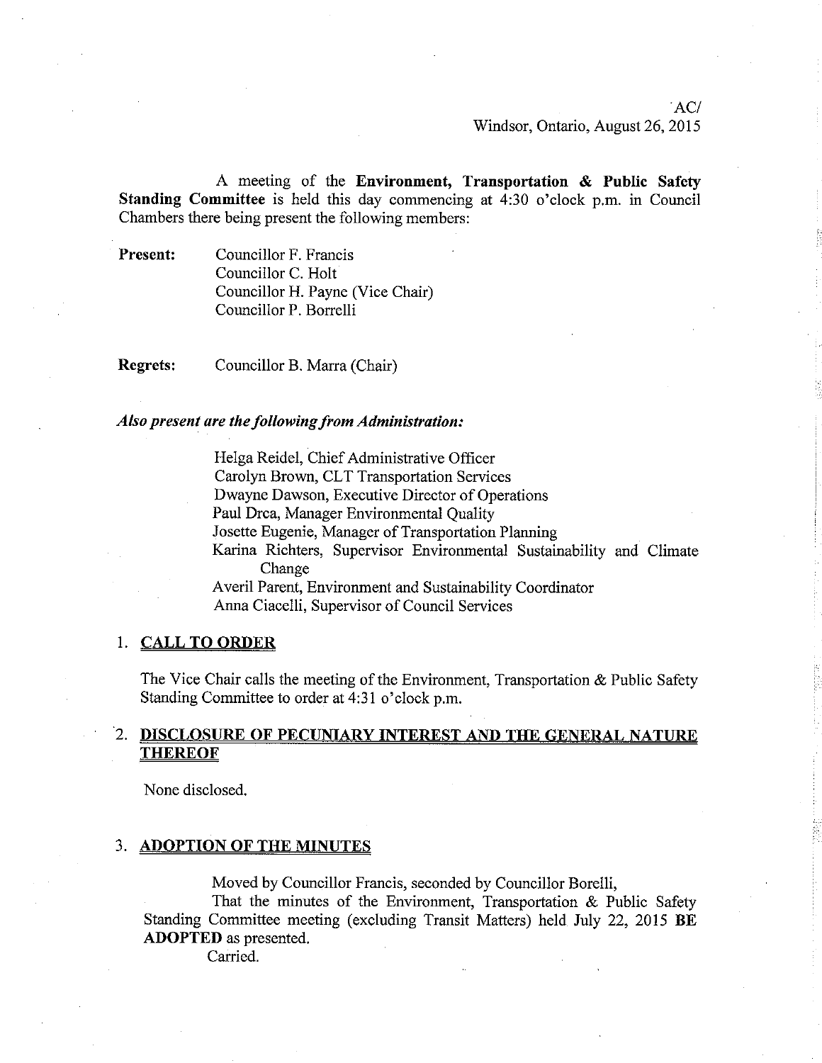AC/
Windsor, Ontario, August 26, 2015

A meeting of the **Environment, Transportation & Public Safety Standing Committee** is held this day commencing at 4:30 o'clock p.m. in Council Chambers there being present the following members:

**Present:** Councillor F. Francis
Councillor C. Holt
Councillor H. Payne (Vice Chair)
Councillor P. Borrelli

**Regrets:** Councillor B. Marra (Chair)

***Also present are the following from Administration:***

Helga Reidel, Chief Administrative Officer
Carolyn Brown, CLT Transportation Services
Dwayne Dawson, Executive Director of Operations
Paul Drca, Manager Environmental Quality
Josette Eugenie, Manager of Transportation Planning
Karina Richters, Supervisor Environmental Sustainability and Climate Change
Averil Parent, Environment and Sustainability Coordinator
Anna Ciacelli, Supervisor of Council Services

## 1. CALL TO ORDER

The Vice Chair calls the meeting of the Environment, Transportation & Public Safety Standing Committee to order at 4:31 o'clock p.m.

## 2. DISCLOSURE OF PECUNIARY INTEREST AND THE GENERAL NATURE THEREOF

None disclosed.

## 3. ADOPTION OF THE MINUTES

Moved by Councillor Francis, seconded by Councillor Borelli,

That the minutes of the Environment, Transportation & Public Safety Standing Committee meeting (excluding Transit Matters) held July 22, 2015 **BE ADOPTED** as presented.

Carried.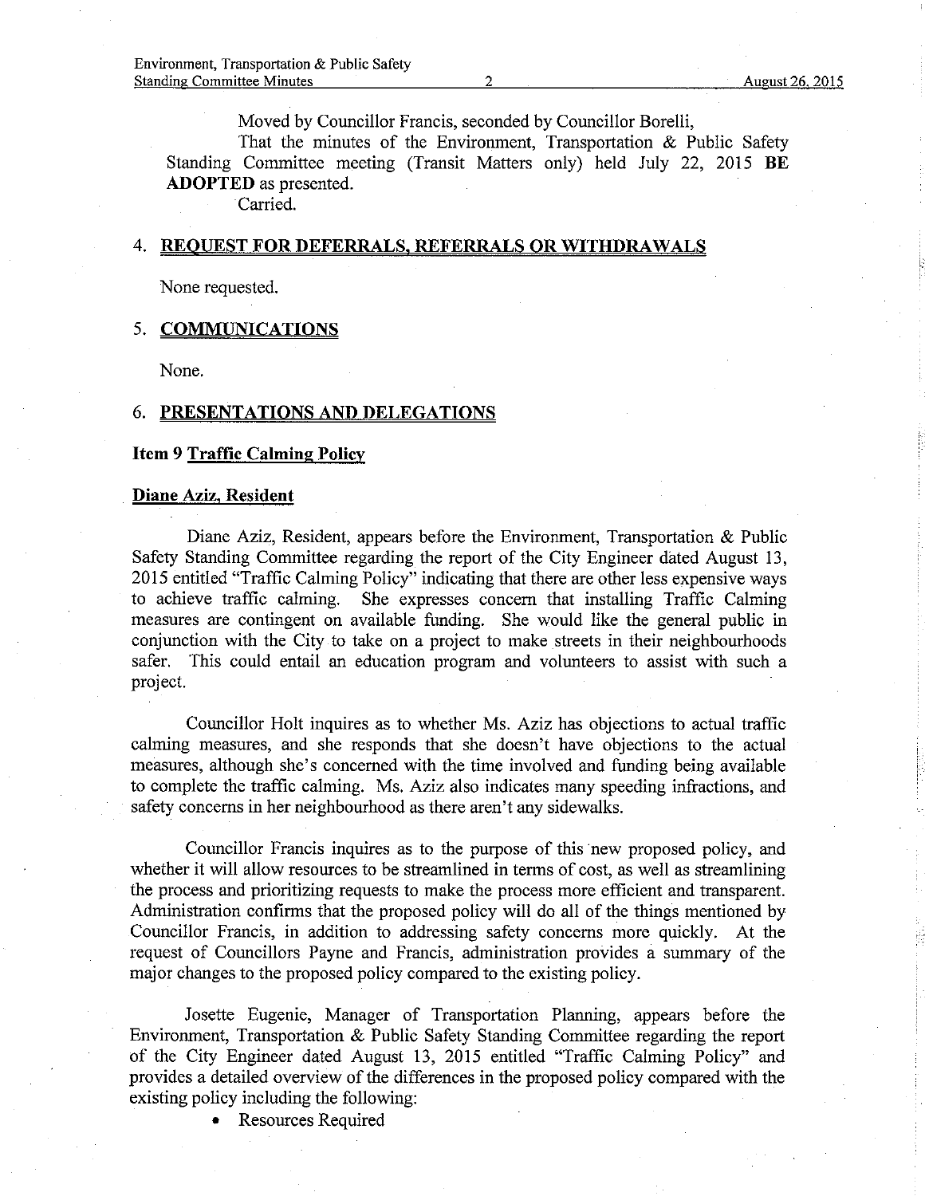Moved by Councillor Francis, seconded by Councillor Borelli,

That the minutes of the Environment, Transportation & Public Safety Standing Committee meeting (Transit Matters only) held July 22, 2015 **BE ADOPTED** as presented.

Carried.

## 4. REQUEST FOR DEFERRALS, REFERRALS OR WITHDRAWALS

None requested.

## 5. COMMUNICATIONS

None.

## 6. PRESENTATIONS AND DELEGATIONS

### Item 9 Traffic Calming Policy

#### Diane Aziz, Resident

Diane Aziz, Resident, appears before the Environment, Transportation & Public Safety Standing Committee regarding the report of the City Engineer dated August 13, 2015 entitled "Traffic Calming Policy" indicating that there are other less expensive ways to achieve traffic calming. She expresses concern that installing Traffic Calming measures are contingent on available funding. She would like the general public in conjunction with the City to take on a project to make streets in their neighbourhoods safer. This could entail an education program and volunteers to assist with such a project.

Councillor Holt inquires as to whether Ms. Aziz has objections to actual traffic calming measures, and she responds that she doesn't have objections to the actual measures, although she's concerned with the time involved and funding being available to complete the traffic calming. Ms. Aziz also indicates many speeding infractions, and safety concerns in her neighbourhood as there aren't any sidewalks.

Councillor Francis inquires as to the purpose of this new proposed policy, and whether it will allow resources to be streamlined in terms of cost, as well as streamlining the process and prioritizing requests to make the process more efficient and transparent. Administration confirms that the proposed policy will do all of the things mentioned by Councillor Francis, in addition to addressing safety concerns more quickly. At the request of Councillors Payne and Francis, administration provides a summary of the major changes to the proposed policy compared to the existing policy.

Josette Eugenie, Manager of Transportation Planning, appears before the Environment, Transportation & Public Safety Standing Committee regarding the report of the City Engineer dated August 13, 2015 entitled "Traffic Calming Policy" and provides a detailed overview of the differences in the proposed policy compared with the existing policy including the following:

- Resources Required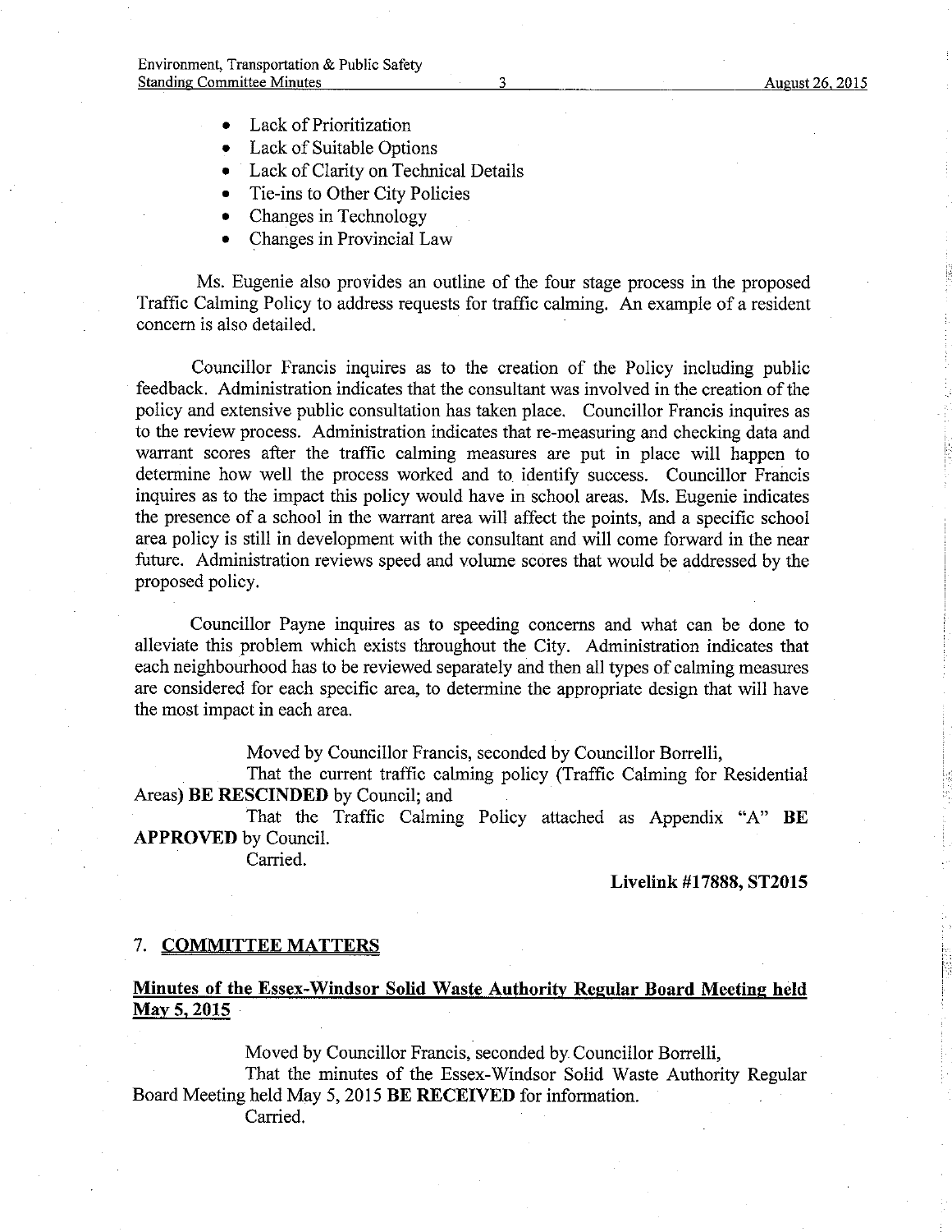- Lack of Prioritization
- Lack of Suitable Options
- Lack of Clarity on Technical Details
- Tie-ins to Other City Policies
- Changes in Technology
- Changes in Provincial Law

Ms. Eugenie also provides an outline of the four stage process in the proposed Traffic Calming Policy to address requests for traffic calming. An example of a resident concern is also detailed.

Councillor Francis inquires as to the creation of the Policy including public feedback. Administration indicates that the consultant was involved in the creation of the policy and extensive public consultation has taken place. Councillor Francis inquires as to the review process. Administration indicates that re-measuring and checking data and warrant scores after the traffic calming measures are put in place will happen to determine how well the process worked and to identify success. Councillor Francis inquires as to the impact this policy would have in school areas. Ms. Eugenie indicates the presence of a school in the warrant area will affect the points, and a specific school area policy is still in development with the consultant and will come forward in the near future. Administration reviews speed and volume scores that would be addressed by the proposed policy.

Councillor Payne inquires as to speeding concerns and what can be done to alleviate this problem which exists throughout the City. Administration indicates that each neighbourhood has to be reviewed separately and then all types of calming measures are considered for each specific area, to determine the appropriate design that will have the most impact in each area.

Moved by Councillor Francis, seconded by Councillor Borrelli,

That the current traffic calming policy (Traffic Calming for Residential Areas) **BE RESCINDED** by Council; and

That the Traffic Calming Policy attached as Appendix "A" **BE APPROVED** by Council.

Carried.

**Livelink #17888, ST2015**

## 7. COMMITTEE MATTERS

### Minutes of the Essex-Windsor Solid Waste Authority Regular Board Meeting held May 5, 2015

Moved by Councillor Francis, seconded by Councillor Borrelli,

That the minutes of the Essex-Windsor Solid Waste Authority Regular Board Meeting held May 5, 2015 **BE RECEIVED** for information.

Carried.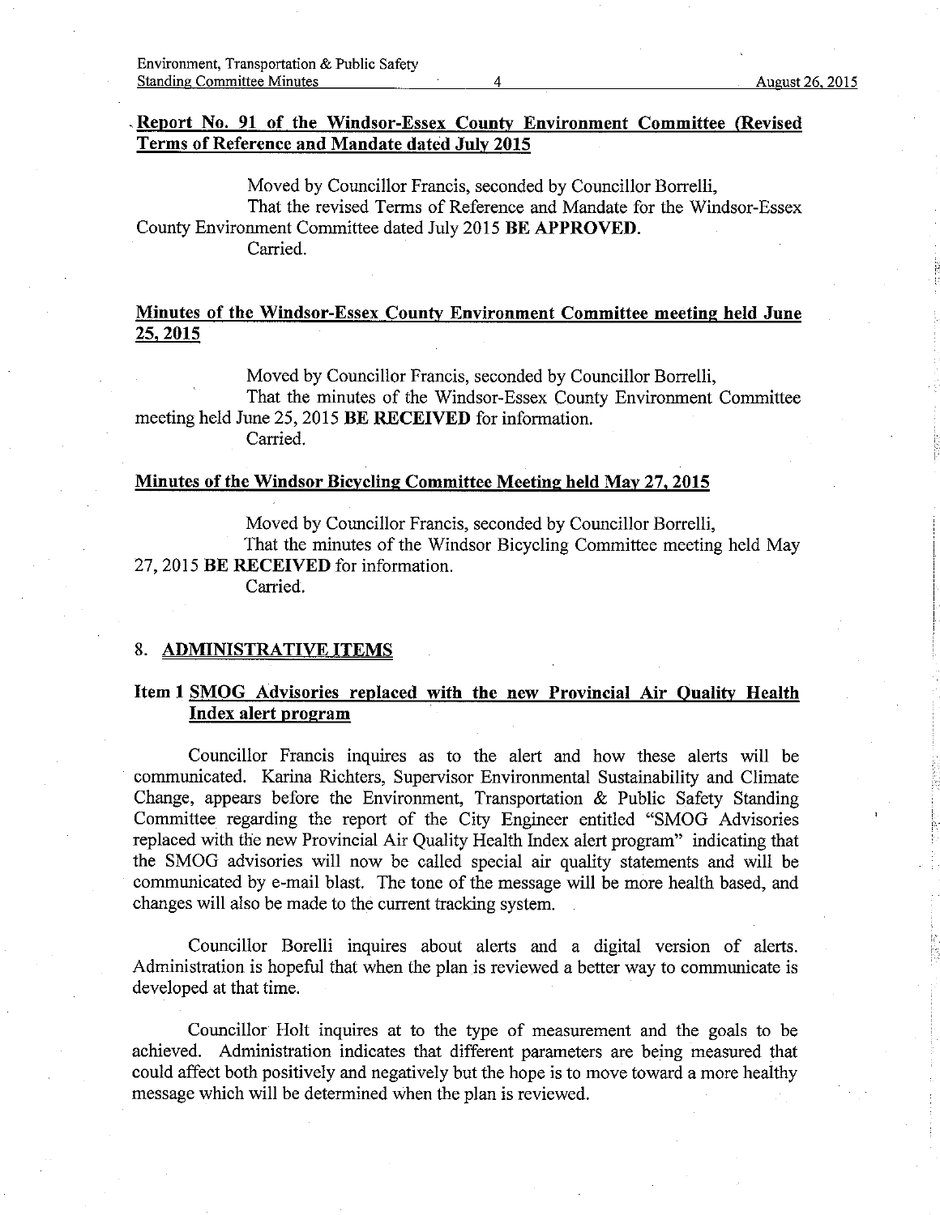**Report No. 91 of the Windsor-Essex County Environment Committee (Revised Terms of Reference and Mandate dated July 2015**

Moved by Councillor Francis, seconded by Councillor Borrelli,

That the revised Terms of Reference and Mandate for the Windsor-Essex County Environment Committee dated July 2015 **BE APPROVED.**

Carried.

**Minutes of the Windsor-Essex County Environment Committee meeting held June 25, 2015**

Moved by Councillor Francis, seconded by Councillor Borrelli,

That the minutes of the Windsor-Essex County Environment Committee meeting held June 25, 2015 **BE RECEIVED** for information.

Carried.

**Minutes of the Windsor Bicycling Committee Meeting held May 27, 2015**

Moved by Councillor Francis, seconded by Councillor Borrelli,

That the minutes of the Windsor Bicycling Committee meeting held May 27, 2015 **BE RECEIVED** for information.

Carried.

## 8. ADMINISTRATIVE ITEMS

### Item 1 SMOG Advisories replaced with the new Provincial Air Quality Health Index alert program

Councillor Francis inquires as to the alert and how these alerts will be communicated. Karina Richters, Supervisor Environmental Sustainability and Climate Change, appears before the Environment, Transportation & Public Safety Standing Committee regarding the report of the City Engineer entitled "SMOG Advisories replaced with the new Provincial Air Quality Health Index alert program" indicating that the SMOG advisories will now be called special air quality statements and will be communicated by e-mail blast. The tone of the message will be more health based, and changes will also be made to the current tracking system.

Councillor Borelli inquires about alerts and a digital version of alerts. Administration is hopeful that when the plan is reviewed a better way to communicate is developed at that time.

Councillor Holt inquires at to the type of measurement and the goals to be achieved. Administration indicates that different parameters are being measured that could affect both positively and negatively but the hope is to move toward a more healthy message which will be determined when the plan is reviewed.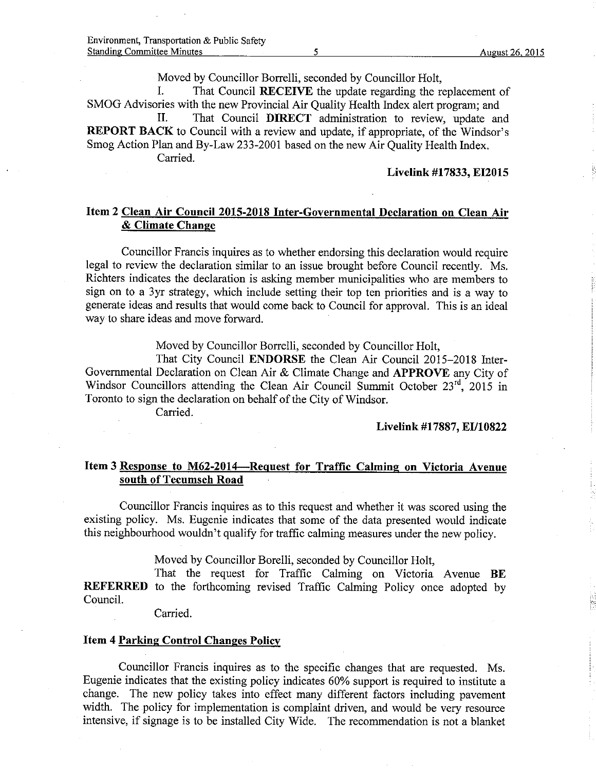Moved by Councillor Borrelli, seconded by Councillor Holt,

I. That Council **RECEIVE** the update regarding the replacement of SMOG Advisories with the new Provincial Air Quality Health Index alert program; and

II. That Council **DIRECT** administration to review, update and **REPORT BACK** to Council with a review and update, if appropriate, of the Windsor's Smog Action Plan and By-Law 233-2001 based on the new Air Quality Health Index.

Carried.

**Livelink #17833, EI2015**

## Item 2 Clean Air Council 2015-2018 Inter-Governmental Declaration on Clean Air & Climate Change

Councillor Francis inquires as to whether endorsing this declaration would require legal to review the declaration similar to an issue brought before Council recently. Ms. Richters indicates the declaration is asking member municipalities who are members to sign on to a 3yr strategy, which include setting their top ten priorities and is a way to generate ideas and results that would come back to Council for approval. This is an ideal way to share ideas and move forward.

Moved by Councillor Borrelli, seconded by Councillor Holt,

That City Council **ENDORSE** the Clean Air Council 2015–2018 Inter-Governmental Declaration on Clean Air & Climate Change and **APPROVE** any City of Windsor Councillors attending the Clean Air Council Summit October 23rd, 2015 in Toronto to sign the declaration on behalf of the City of Windsor.

Carried.

**Livelink #17887, EI/10822**

## Item 3 Response to M62-2014—Request for Traffic Calming on Victoria Avenue south of Tecumseh Road

Councillor Francis inquires as to this request and whether it was scored using the existing policy. Ms. Eugenie indicates that some of the data presented would indicate this neighbourhood wouldn't qualify for traffic calming measures under the new policy.

Moved by Councillor Borelli, seconded by Councillor Holt,

That the request for Traffic Calming on Victoria Avenue **BE REFERRED** to the forthcoming revised Traffic Calming Policy once adopted by Council.

Carried.

## Item 4 Parking Control Changes Policy

Councillor Francis inquires as to the specific changes that are requested. Ms. Eugenie indicates that the existing policy indicates 60% support is required to institute a change. The new policy takes into effect many different factors including pavement width. The policy for implementation is complaint driven, and would be very resource intensive, if signage is to be installed City Wide. The recommendation is not a blanket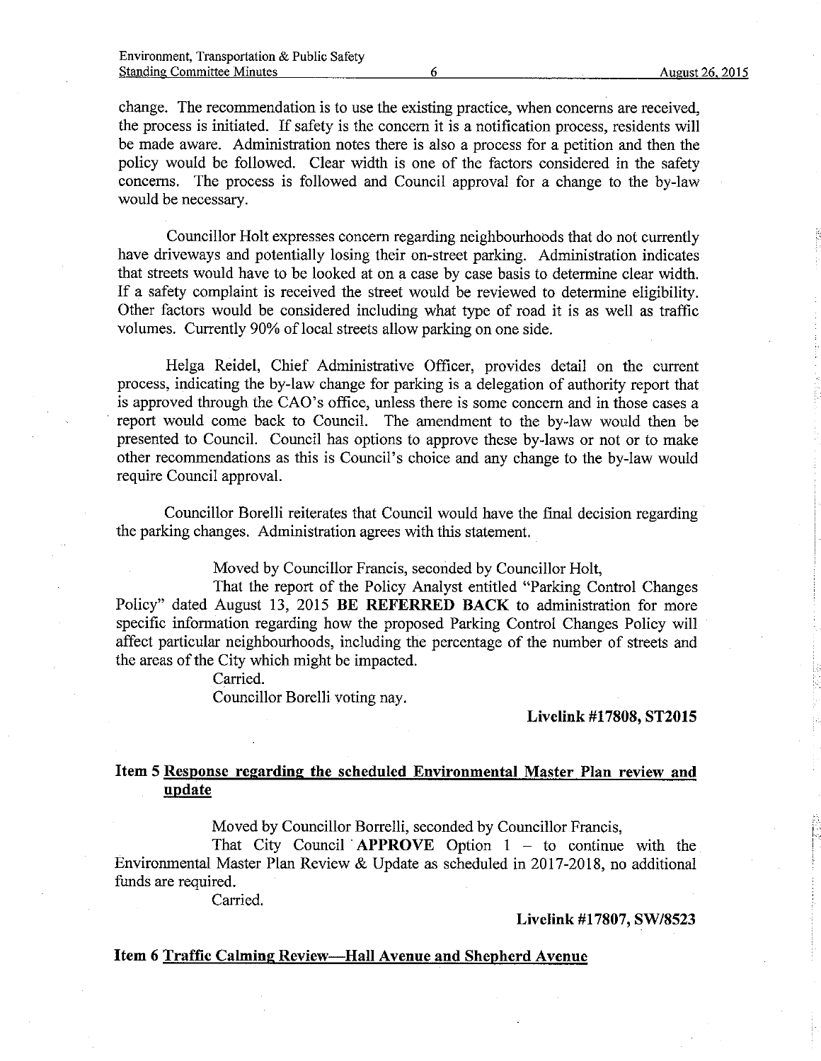change. The recommendation is to use the existing practice, when concerns are received, the process is initiated. If safety is the concern it is a notification process, residents will be made aware. Administration notes there is also a process for a petition and then the policy would be followed. Clear width is one of the factors considered in the safety concerns. The process is followed and Council approval for a change to the by-law would be necessary.

Councillor Holt expresses concern regarding neighbourhoods that do not currently have driveways and potentially losing their on-street parking. Administration indicates that streets would have to be looked at on a case by case basis to determine clear width. If a safety complaint is received the street would be reviewed to determine eligibility. Other factors would be considered including what type of road it is as well as traffic volumes. Currently 90% of local streets allow parking on one side.

Helga Reidel, Chief Administrative Officer, provides detail on the current process, indicating the by-law change for parking is a delegation of authority report that is approved through the CAO's office, unless there is some concern and in those cases a report would come back to Council. The amendment to the by-law would then be presented to Council. Council has options to approve these by-laws or not or to make other recommendations as this is Council's choice and any change to the by-law would require Council approval.

Councillor Borelli reiterates that Council would have the final decision regarding the parking changes. Administration agrees with this statement.

Moved by Councillor Francis, seconded by Councillor Holt,

That the report of the Policy Analyst entitled "Parking Control Changes Policy" dated August 13, 2015 **BE REFERRED BACK** to administration for more specific information regarding how the proposed Parking Control Changes Policy will affect particular neighbourhoods, including the percentage of the number of streets and the areas of the City which might be impacted.

Carried.

Councillor Borelli voting nay.

**Livelink #17808, ST2015**

### Item 5 Response regarding the scheduled Environmental Master Plan review and update

Moved by Councillor Borrelli, seconded by Councillor Francis,

That City Council **APPROVE** Option 1 – to continue with the Environmental Master Plan Review & Update as scheduled in 2017-2018, no additional funds are required.

Carried.

**Livelink #17807, SW/8523**

### Item 6 Traffic Calming Review—Hall Avenue and Shepherd Avenue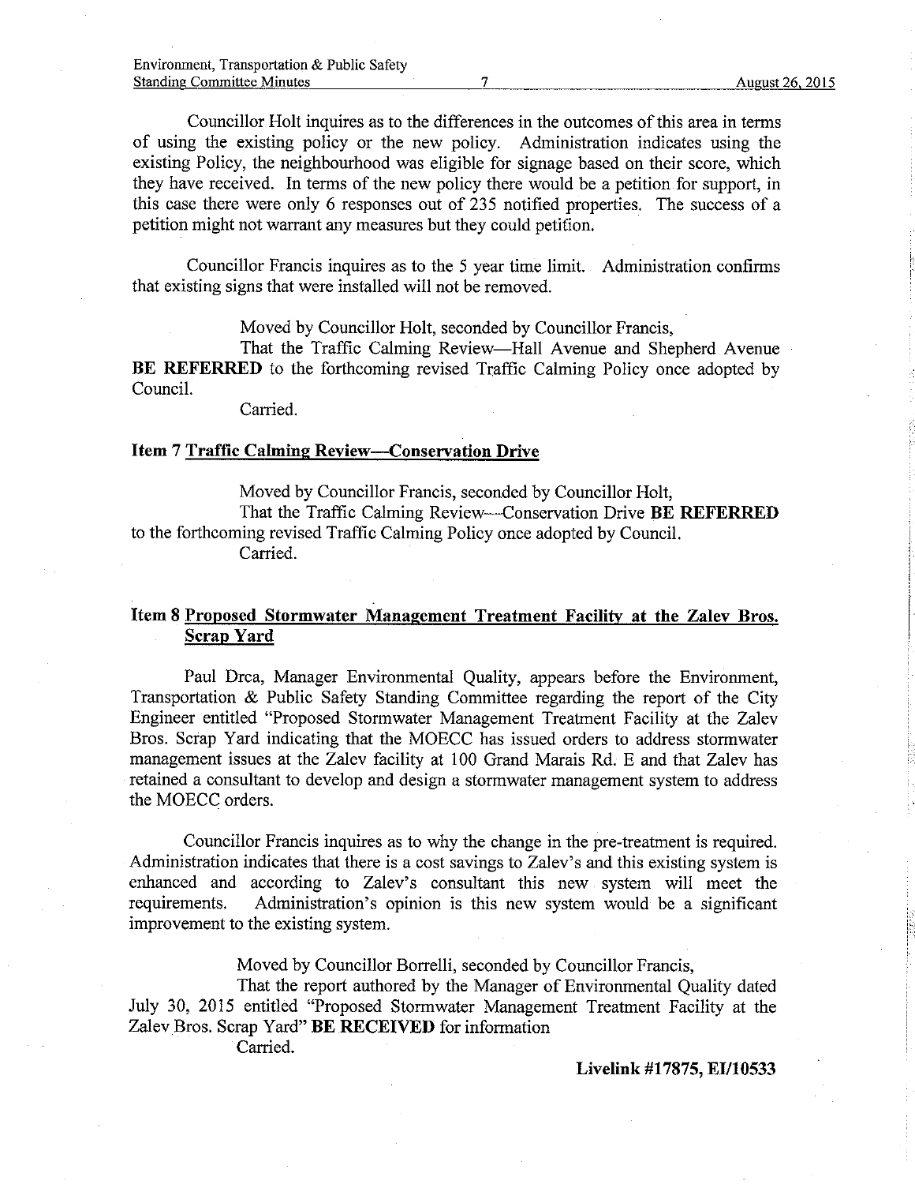Councillor Holt inquires as to the differences in the outcomes of this area in terms of using the existing policy or the new policy. Administration indicates using the existing Policy, the neighbourhood was eligible for signage based on their score, which they have received. In terms of the new policy there would be a petition for support, in this case there were only 6 responses out of 235 notified properties. The success of a petition might not warrant any measures but they could petition.

Councillor Francis inquires as to the 5 year time limit. Administration confirms that existing signs that were installed will not be removed.

Moved by Councillor Holt, seconded by Councillor Francis,

That the Traffic Calming Review—Hall Avenue and Shepherd Avenue **BE REFERRED** to the forthcoming revised Traffic Calming Policy once adopted by Council.

Carried.

**Item 7 Traffic Calming Review—Conservation Drive**

Moved by Councillor Francis, seconded by Councillor Holt,

That the Traffic Calming Review—Conservation Drive **BE REFERRED** to the forthcoming revised Traffic Calming Policy once adopted by Council.

Carried.

**Item 8 Proposed Stormwater Management Treatment Facility at the Zalev Bros. Scrap Yard**

Paul Drca, Manager Environmental Quality, appears before the Environment, Transportation & Public Safety Standing Committee regarding the report of the City Engineer entitled "Proposed Stormwater Management Treatment Facility at the Zalev Bros. Scrap Yard indicating that the MOECC has issued orders to address stormwater management issues at the Zalev facility at 100 Grand Marais Rd. E and that Zalev has retained a consultant to develop and design a stormwater management system to address the MOECC orders.

Councillor Francis inquires as to why the change in the pre-treatment is required. Administration indicates that there is a cost savings to Zalev's and this existing system is enhanced and according to Zalev's consultant this new system will meet the requirements. Administration's opinion is this new system would be a significant improvement to the existing system.

Moved by Councillor Borrelli, seconded by Councillor Francis,

That the report authored by the Manager of Environmental Quality dated July 30, 2015 entitled "Proposed Stormwater Management Treatment Facility at the Zalev Bros. Scrap Yard" **BE RECEIVED** for information

Carried.

**Livelink #17875, EI/10533**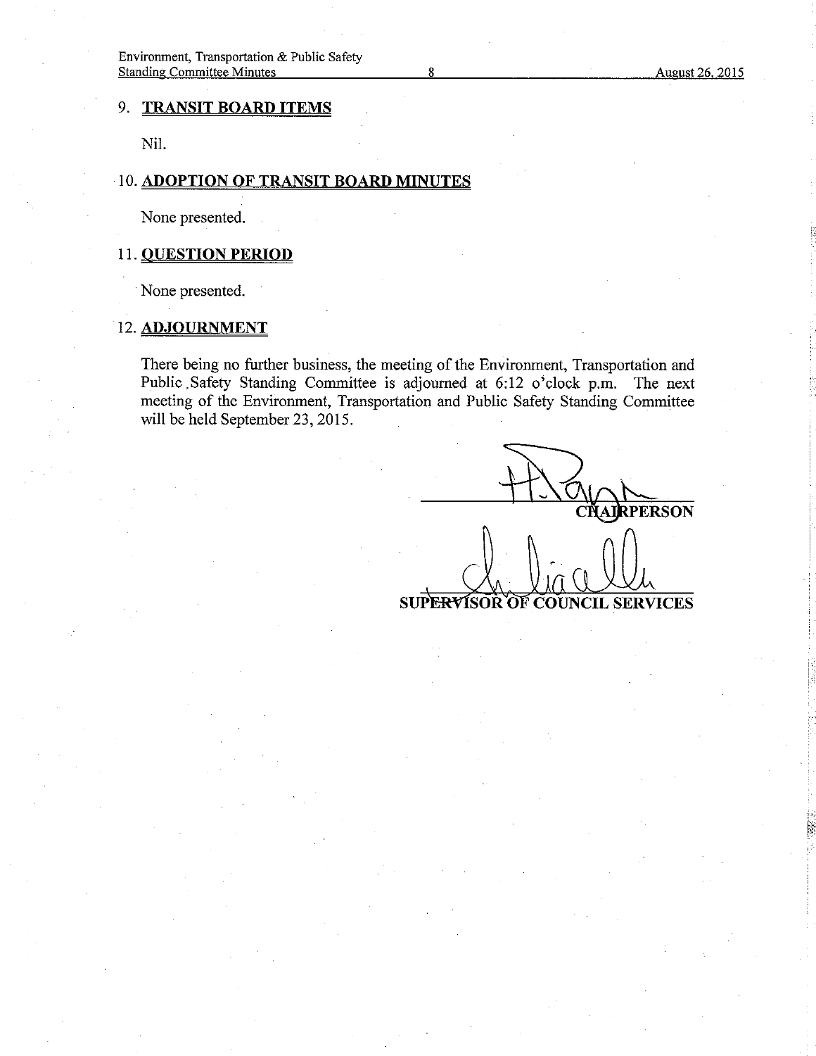## 9. **TRANSIT BOARD ITEMS**

Nil.

## 10. **ADOPTION OF TRANSIT BOARD MINUTES**

None presented.

## 11. **QUESTION PERIOD**

None presented.

## 12. **ADJOURNMENT**

There being no further business, the meeting of the Environment, Transportation and Public Safety Standing Committee is adjourned at 6:12 o'clock p.m. The next meeting of the Environment, Transportation and Public Safety Standing Committee will be held September 23, 2015.

**CHAIRPERSON**

**SUPERVISOR OF COUNCIL SERVICES**